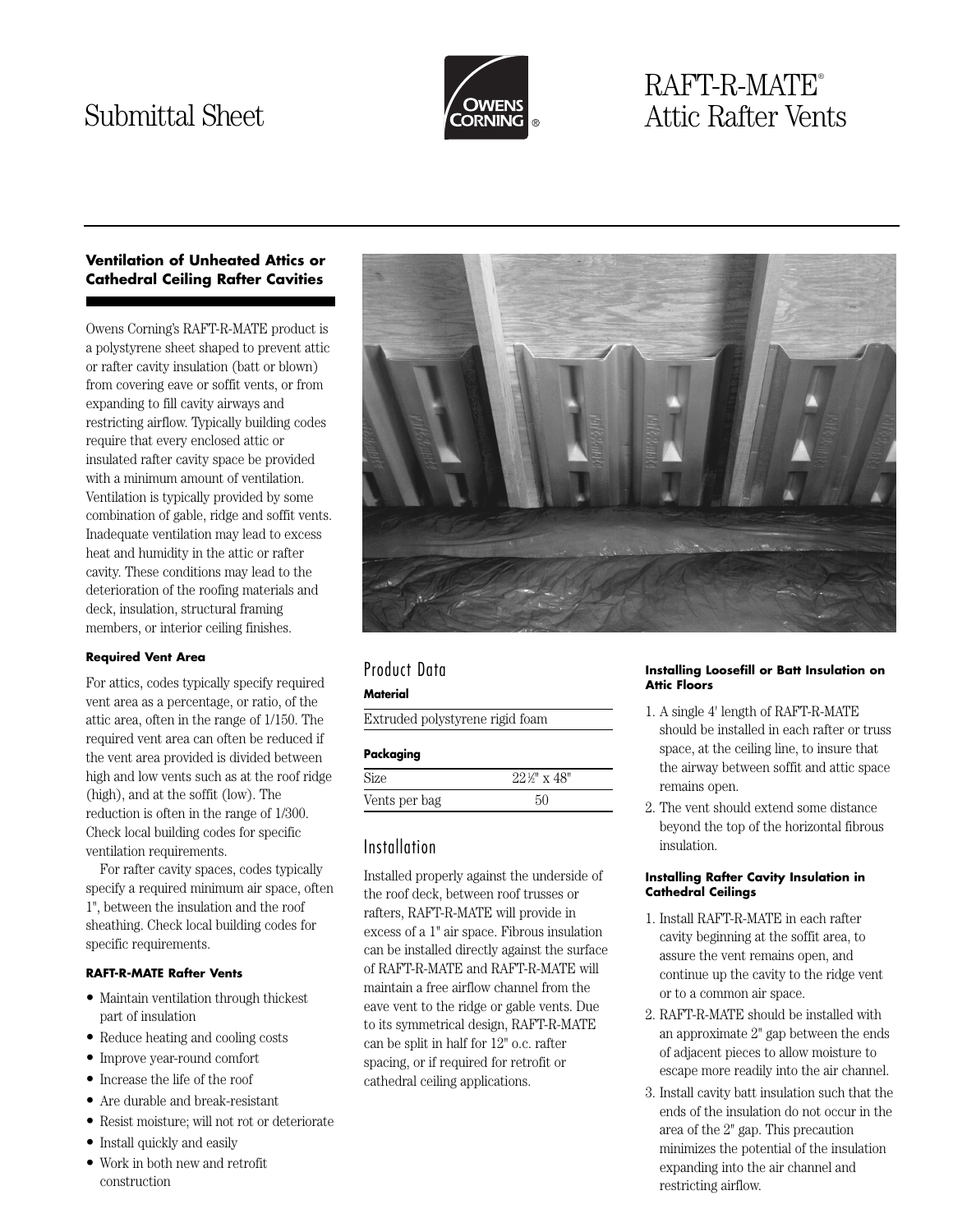# Submittal Sheet

# RAFT-R-MATE® Attic Rafter Vents

### Ventilation of Unheated Attics or Cathedral Ceiling Rafter Cavities

Owens Corning's RAFT-R-MATE product is a polystyrene sheet shaped to prevent attic or rafter cavity insulation (batt or blown) from covering eave or soffit vents, or from expanding to fill cavity airways and restricting airflow. Typically building codes require that every enclosed attic or insulated rafter cavity space be provided with a minimum amount of ventilation. Ventilation is typically provided by some combination of gable, ridge and soffit vents. Inadequate ventilation may lead to excess heat and humidity in the attic or rafter cavity. These conditions may lead to the deterioration of the roofing materials and deck, insulation, structural framing members, or interior ceiling finishes.

#### Required Vent Area

For attics, codes typically specify required vent area as a percentage, or ratio, of the attic area, often in the range of 1/150. The required vent area can often be reduced if the vent area provided is divided between high and low vents such as at the roof ridge (high), and at the soffit (low). The reduction is often in the range of 1/300. Check local building codes for specific ventilation requirements.

For rafter cavity spaces, codes typically specify a required minimum air space, often 1", between the insulation and the roof sheathing. Check local building codes for specific requirements.

#### RAFT-R-MATE Rafter Vents

- Maintain ventilation through thickest part of insulation
- Reduce heating and cooling costs
- Improve year-round comfort
- Increase the life of the roof
- Are durable and break-resistant
- Resist moisture; will not rot or deteriorate
- Install quickly and easily
- Work in both new and retrofit construction

## Product Data

**Material**

| Extruded polystyrene rigid foam |
|---|

**Packaging**

| Size | 22½" x 48" |
|---|---|
| Vents per bag | 50 |

## Installation

Installed properly against the underside of the roof deck, between roof trusses or rafters, RAFT-R-MATE will provide in excess of a 1" air space. Fibrous insulation can be installed directly against the surface of RAFT-R-MATE and RAFT-R-MATE will maintain a free airflow channel from the eave vent to the ridge or gable vents. Due to its symmetrical design, RAFT-R-MATE can be split in half for 12" o.c. rafter spacing, or if required for retrofit or cathedral ceiling applications.

#### Installing Loosefill or Batt Insulation on Attic Floors

1. A single 4' length of RAFT-R-MATE should be installed in each rafter or truss space, at the ceiling line, to insure that the airway between soffit and attic space remains open.
2. The vent should extend some distance beyond the top of the horizontal fibrous insulation.

#### Installing Rafter Cavity Insulation in Cathedral Ceilings

1. Install RAFT-R-MATE in each rafter cavity beginning at the soffit area, to assure the vent remains open, and continue up the cavity to the ridge vent or to a common air space.
2. RAFT-R-MATE should be installed with an approximate 2" gap between the ends of adjacent pieces to allow moisture to escape more readily into the air channel.
3. Install cavity batt insulation such that the ends of the insulation do not occur in the area of the 2" gap. This precaution minimizes the potential of the insulation expanding into the air channel and restricting airflow.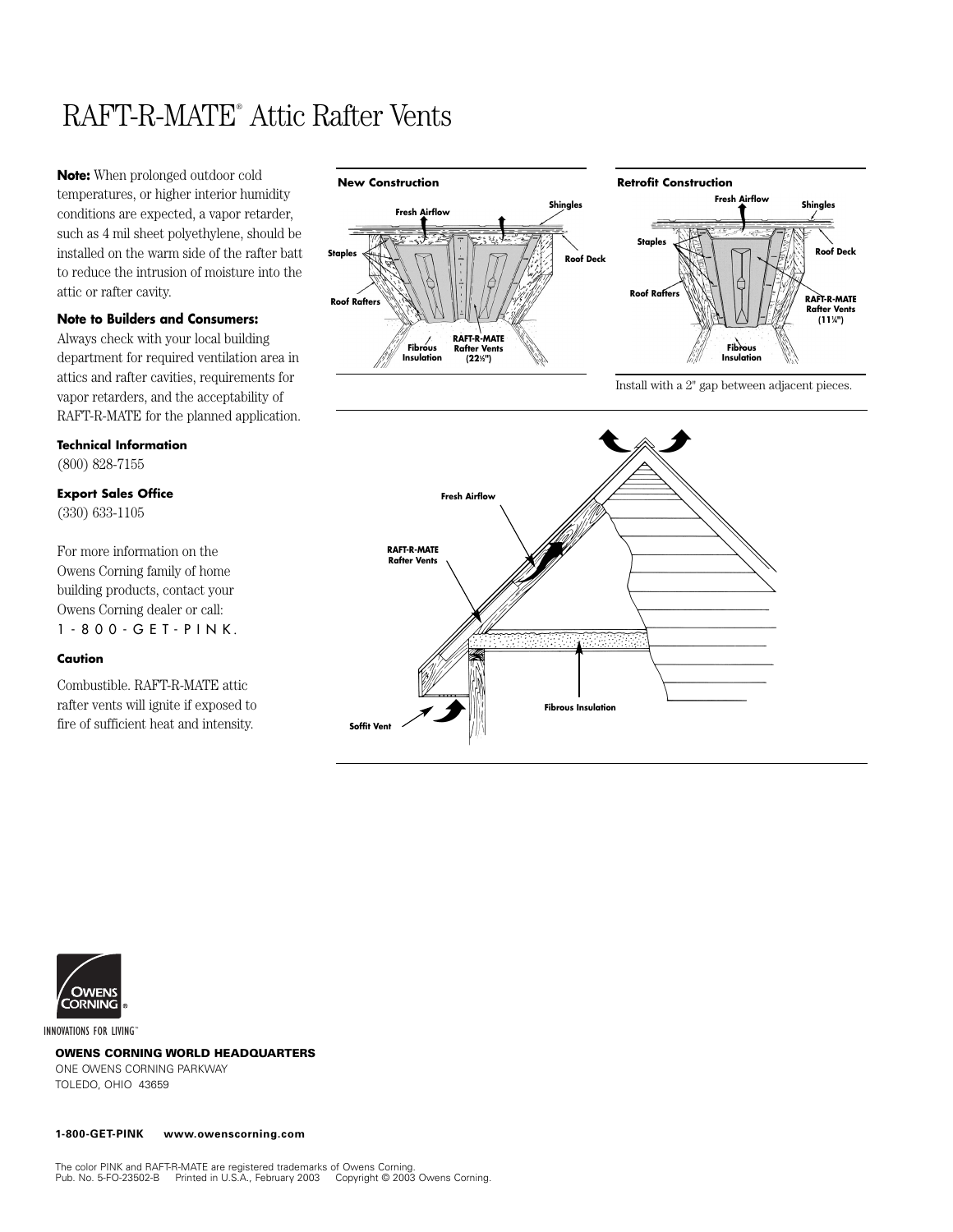# RAFT-R-MATE® Attic Rafter Vents

**Note:** When prolonged outdoor cold temperatures, or higher interior humidity conditions are expected, a vapor retarder, such as 4 mil sheet polyethylene, should be installed on the warm side of the rafter batt to reduce the intrusion of moisture into the attic or rafter cavity.

**Note to Builders and Consumers:**
Always check with your local building department for required ventilation area in attics and rafter cavities, requirements for vapor retarders, and the acceptability of RAFT-R-MATE for the planned application.

**Technical Information**
(800) 828-7155

**Export Sales Office**
(330) 633-1105

For more information on the Owens Corning family of home building products, contact your Owens Corning dealer or call:
1-800-GET-PINK.

**Caution**

Combustible. RAFT-R-MATE attic rafter vents will ignite if exposed to fire of sufficient heat and intensity.

**New Construction**

Fresh Airflow
Shingles
Staples
Roof Deck
Roof Rafters
Fibrous Insulation
RAFT-R-MATE Rafter Vents (22½")

**Retrofit Construction**

Fresh Airflow
Shingles
Staples
Roof Deck
Roof Rafters
RAFT-R-MATE Rafter Vents (11¼")
Fibrous Insulation

Install with a 2" gap between adjacent pieces.

Fresh Airflow
RAFT-R-MATE Rafter Vents
Fibrous Insulation
Soffit Vent

INNOVATIONS FOR LIVING™

**OWENS CORNING WORLD HEADQUARTERS**
ONE OWENS CORNING PARKWAY
TOLEDO, OHIO 43659

**1-800-GET-PINK www.owenscorning.com**

The color PINK and RAFT-R-MATE are registered trademarks of Owens Corning.
Pub. No. 5-FO-23502-B Printed in U.S.A., February 2003 Copyright © 2003 Owens Corning.